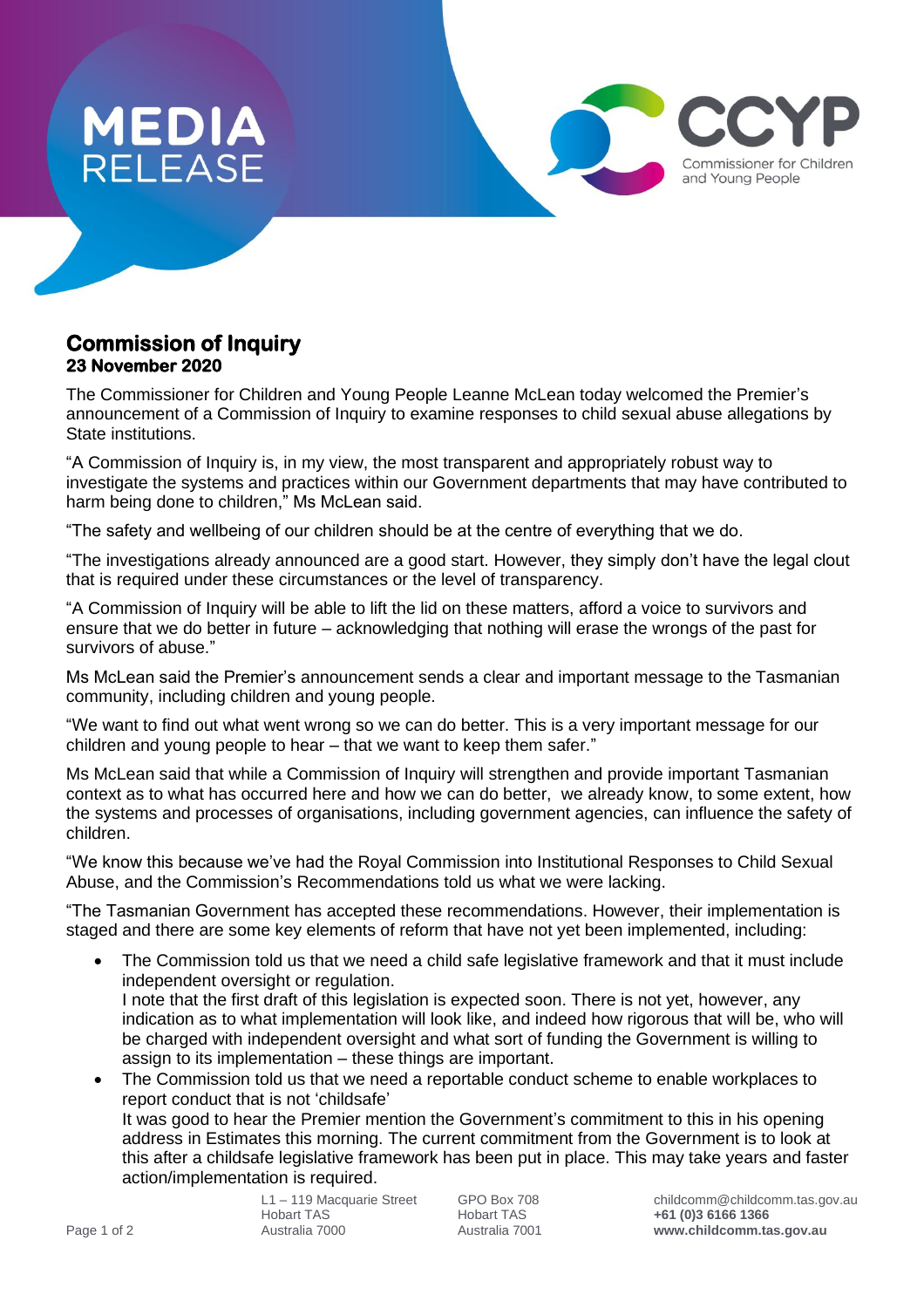# MEDIA RELEASE

**CCYP** Commissioner for Children and Young People

## Commission of Inquiry

**23 November 2020**

The Commissioner for Children and Young People Leanne McLean today welcomed the Premier's announcement of a Commission of Inquiry to examine responses to child sexual abuse allegations by State institutions.

"A Commission of Inquiry is, in my view, the most transparent and appropriately robust way to investigate the systems and practices within our Government departments that may have contributed to harm being done to children," Ms McLean said.

"The safety and wellbeing of our children should be at the centre of everything that we do.

"The investigations already announced are a good start. However, they simply don't have the legal clout that is required under these circumstances or the level of transparency.

"A Commission of Inquiry will be able to lift the lid on these matters, afford a voice to survivors and ensure that we do better in future – acknowledging that nothing will erase the wrongs of the past for survivors of abuse."

Ms McLean said the Premier's announcement sends a clear and important message to the Tasmanian community, including children and young people.

"We want to find out what went wrong so we can do better. This is a very important message for our children and young people to hear – that we want to keep them safer."

Ms McLean said that while a Commission of Inquiry will strengthen and provide important Tasmanian context as to what has occurred here and how we can do better, we already know, to some extent, how the systems and processes of organisations, including government agencies, can influence the safety of children.

"We know this because we've had the Royal Commission into Institutional Responses to Child Sexual Abuse, and the Commission's Recommendations told us what we were lacking.

"The Tasmanian Government has accepted these recommendations. However, their implementation is staged and there are some key elements of reform that have not yet been implemented, including:

- The Commission told us that we need a child safe legislative framework and that it must include independent oversight or regulation.
  I note that the first draft of this legislation is expected soon. There is not yet, however, any indication as to what implementation will look like, and indeed how rigorous that will be, who will be charged with independent oversight and what sort of funding the Government is willing to assign to its implementation – these things are important.
- The Commission told us that we need a reportable conduct scheme to enable workplaces to report conduct that is not 'childsafe'
  It was good to hear the Premier mention the Government's commitment to this in his opening address in Estimates this morning. The current commitment from the Government is to look at this after a childsafe legislative framework has been put in place. This may take years and faster action/implementation is required.

L1 – 119 Macquarie Street
Hobart TAS
Australia 7000

GPO Box 708
Hobart TAS
Australia 7001

childcomm@childcomm.tas.gov.au
**+61 (0)3 6166 1366**
**www.childcomm.tas.gov.au**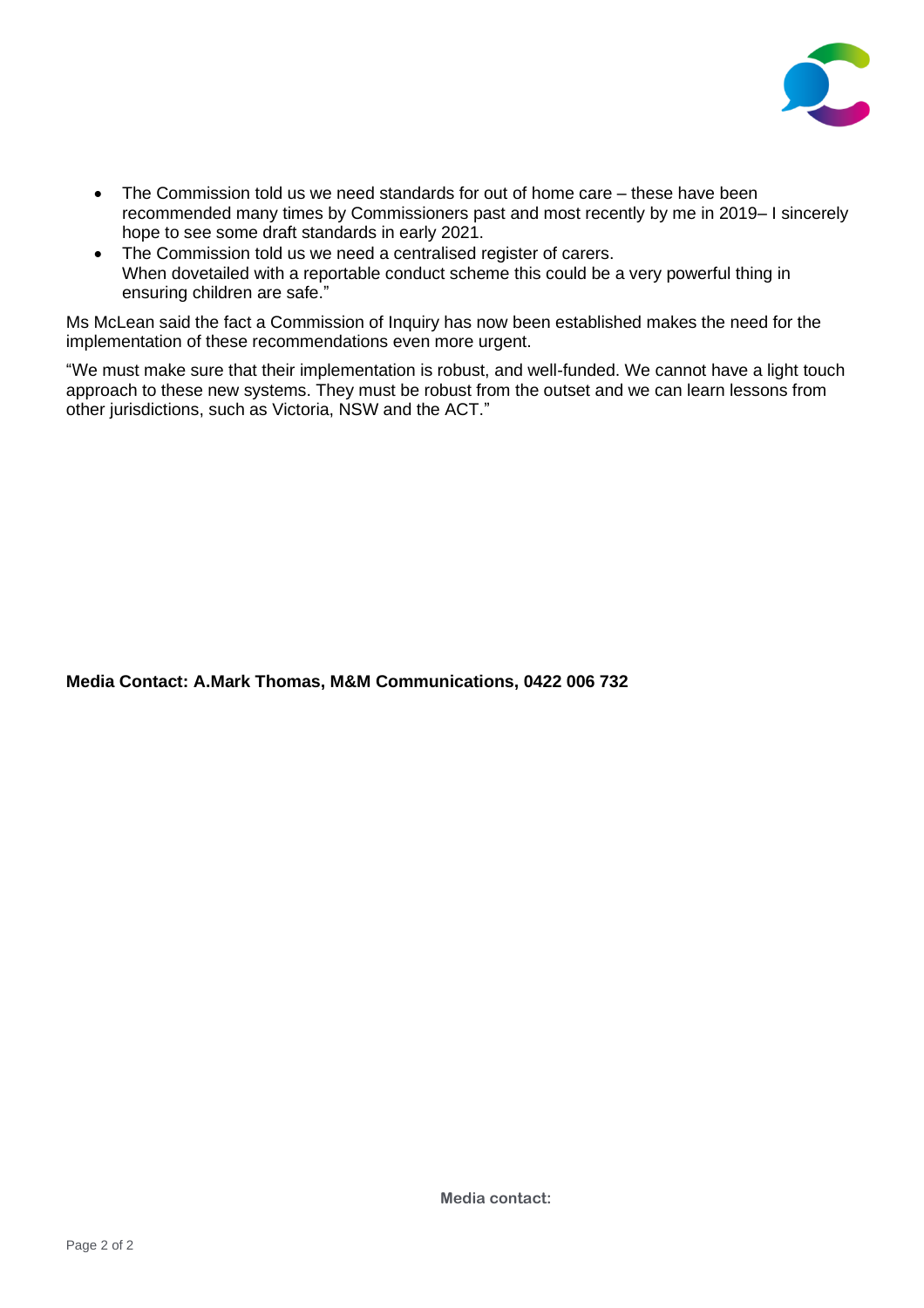- The Commission told us we need standards for out of home care – these have been recommended many times by Commissioners past and most recently by me in 2019– I sincerely hope to see some draft standards in early 2021.
- The Commission told us we need a centralised register of carers. When dovetailed with a reportable conduct scheme this could be a very powerful thing in ensuring children are safe."

Ms McLean said the fact a Commission of Inquiry has now been established makes the need for the implementation of these recommendations even more urgent.

"We must make sure that their implementation is robust, and well-funded. We cannot have a light touch approach to these new systems. They must be robust from the outset and we can learn lessons from other jurisdictions, such as Victoria, NSW and the ACT."

**Media Contact: A.Mark Thomas, M&M Communications, 0422 006 732**

**Media contact:**